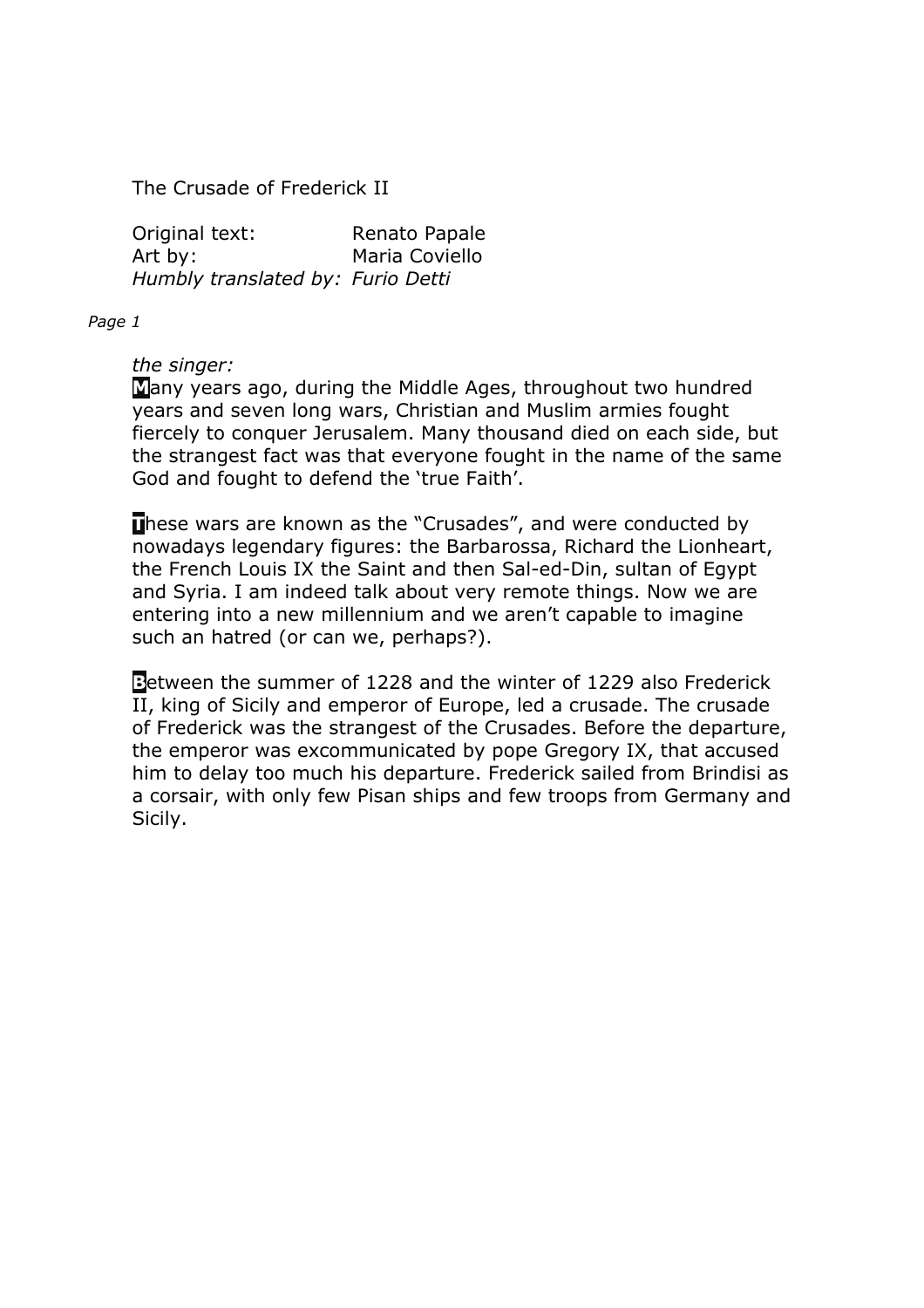# The Crusade of Frederick II

Original text: Renato Papale
Art by: Maria Coviello
*Humbly translated by: Furio Detti*

*Page 1*

*the singer:*

Many years ago, during the Middle Ages, throughout two hundred years and seven long wars, Christian and Muslim armies fought fiercely to conquer Jerusalem. Many thousand died on each side, but the strangest fact was that everyone fought in the name of the same God and fought to defend the 'true Faith'.

These wars are known as the "Crusades", and were conducted by nowadays legendary figures: the Barbarossa, Richard the Lionheart, the French Louis IX the Saint and then Sal-ed-Din, sultan of Egypt and Syria. I am indeed talk about very remote things. Now we are entering into a new millennium and we aren't capable to imagine such an hatred (or can we, perhaps?).

Between the summer of 1228 and the winter of 1229 also Frederick II, king of Sicily and emperor of Europe, led a crusade. The crusade of Frederick was the strangest of the Crusades. Before the departure, the emperor was excommunicated by pope Gregory IX, that accused him to delay too much his departure. Frederick sailed from Brindisi as a corsair, with only few Pisan ships and few troops from Germany and Sicily.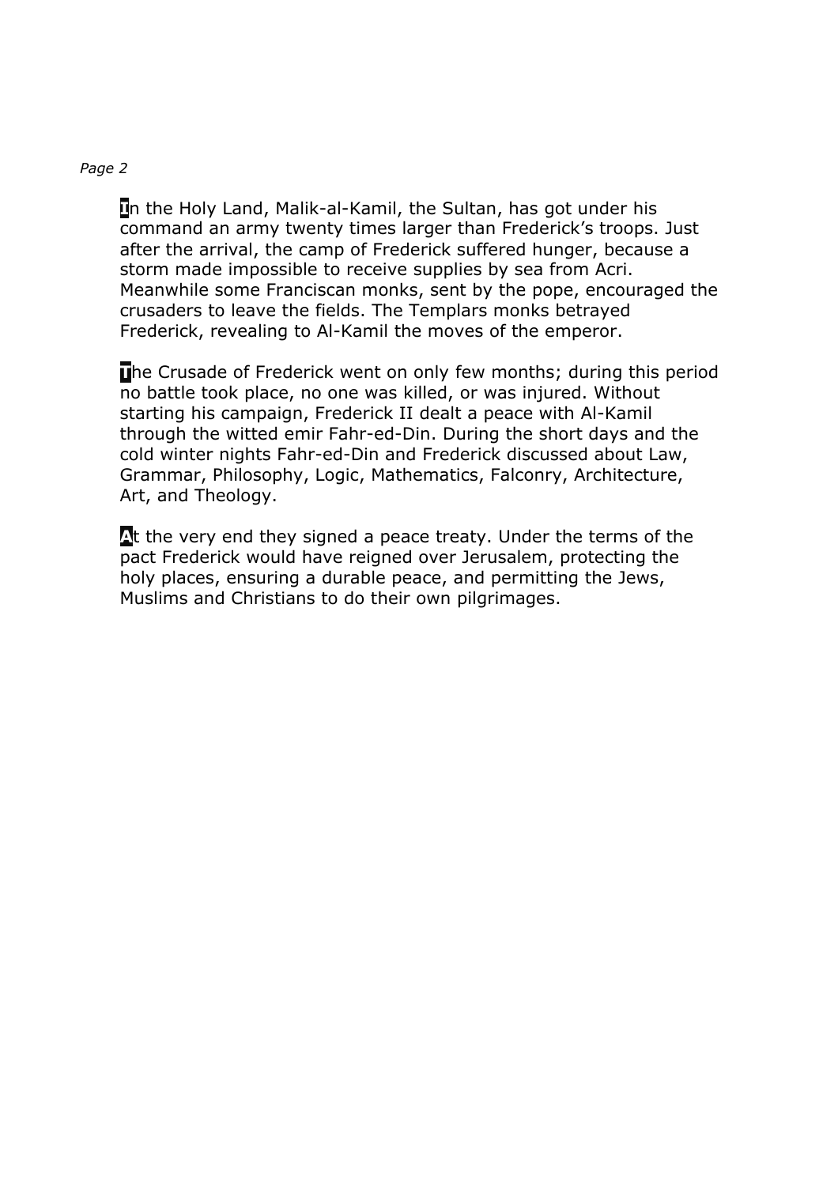In the Holy Land, Malik-al-Kamil, the Sultan, has got under his command an army twenty times larger than Frederick's troops. Just after the arrival, the camp of Frederick suffered hunger, because a storm made impossible to receive supplies by sea from Acri. Meanwhile some Franciscan monks, sent by the pope, encouraged the crusaders to leave the fields. The Templars monks betrayed Frederick, revealing to Al-Kamil the moves of the emperor.

The Crusade of Frederick went on only few months; during this period no battle took place, no one was killed, or was injured. Without starting his campaign, Frederick II dealt a peace with Al-Kamil through the witted emir Fahr-ed-Din. During the short days and the cold winter nights Fahr-ed-Din and Frederick discussed about Law, Grammar, Philosophy, Logic, Mathematics, Falconry, Architecture, Art, and Theology.

At the very end they signed a peace treaty. Under the terms of the pact Frederick would have reigned over Jerusalem, protecting the holy places, ensuring a durable peace, and permitting the Jews, Muslims and Christians to do their own pilgrimages.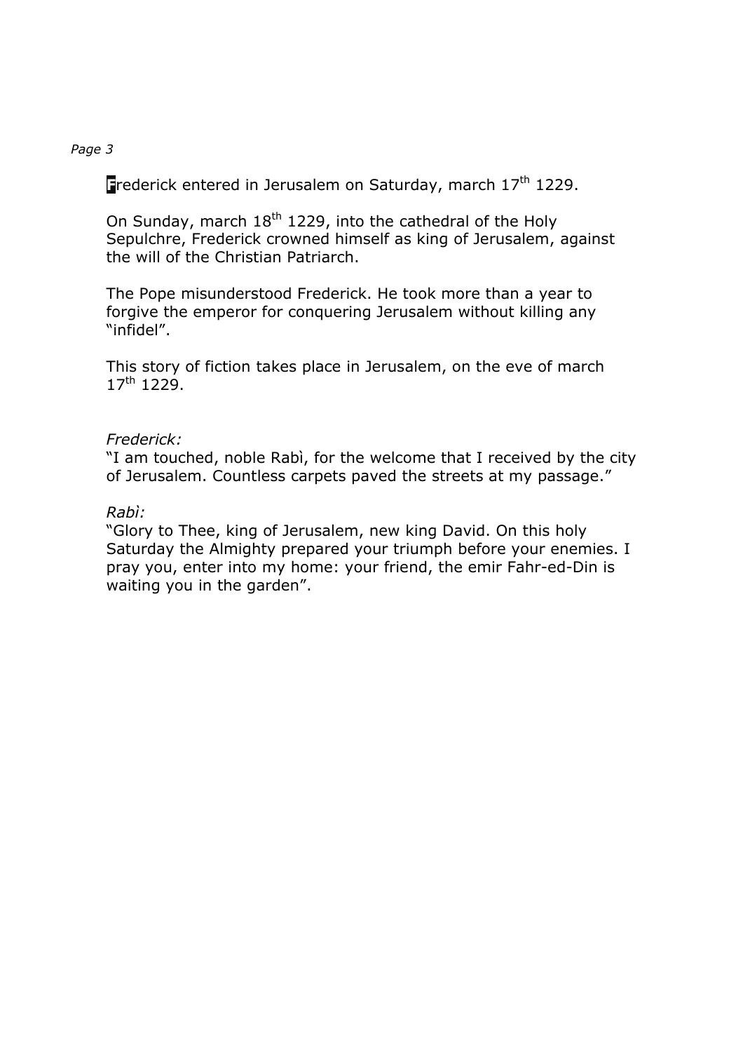Frederick entered in Jerusalem on Saturday, march 17th 1229.

On Sunday, march 18th 1229, into the cathedral of the Holy Sepulchre, Frederick crowned himself as king of Jerusalem, against the will of the Christian Patriarch.

The Pope misunderstood Frederick. He took more than a year to forgive the emperor for conquering Jerusalem without killing any "infidel".

This story of fiction takes place in Jerusalem, on the eve of march 17th 1229.

*Frederick:*
"I am touched, noble Rabì, for the welcome that I received by the city of Jerusalem. Countless carpets paved the streets at my passage."

*Rabì:*
"Glory to Thee, king of Jerusalem, new king David. On this holy Saturday the Almighty prepared your triumph before your enemies. I pray you, enter into my home: your friend, the emir Fahr-ed-Din is waiting you in the garden".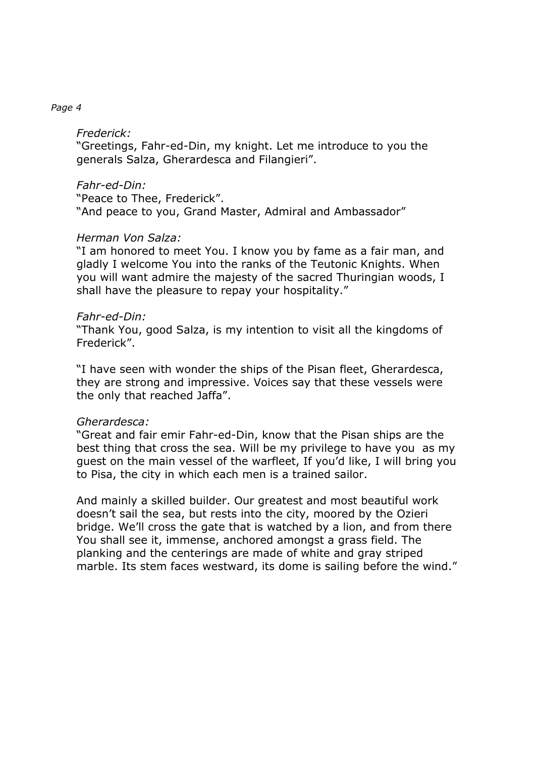*Frederick:*
"Greetings, Fahr-ed-Din, my knight. Let me introduce to you the generals Salza, Gherardesca and Filangieri".

*Fahr-ed-Din:*
"Peace to Thee, Frederick".
"And peace to you, Grand Master, Admiral and Ambassador"

*Herman Von Salza:*
"I am honored to meet You. I know you by fame as a fair man, and gladly I welcome You into the ranks of the Teutonic Knights. When you will want admire the majesty of the sacred Thuringian woods, I shall have the pleasure to repay your hospitality."

*Fahr-ed-Din:*
"Thank You, good Salza, is my intention to visit all the kingdoms of Frederick".

"I have seen with wonder the ships of the Pisan fleet, Gherardesca, they are strong and impressive. Voices say that these vessels were the only that reached Jaffa".

*Gherardesca:*
"Great and fair emir Fahr-ed-Din, know that the Pisan ships are the best thing that cross the sea. Will be my privilege to have you as my guest on the main vessel of the warfleet, If you'd like, I will bring you to Pisa, the city in which each men is a trained sailor.

And mainly a skilled builder. Our greatest and most beautiful work doesn't sail the sea, but rests into the city, moored by the Ozieri bridge. We'll cross the gate that is watched by a lion, and from there You shall see it, immense, anchored amongst a grass field. The planking and the centerings are made of white and gray striped marble. Its stem faces westward, its dome is sailing before the wind."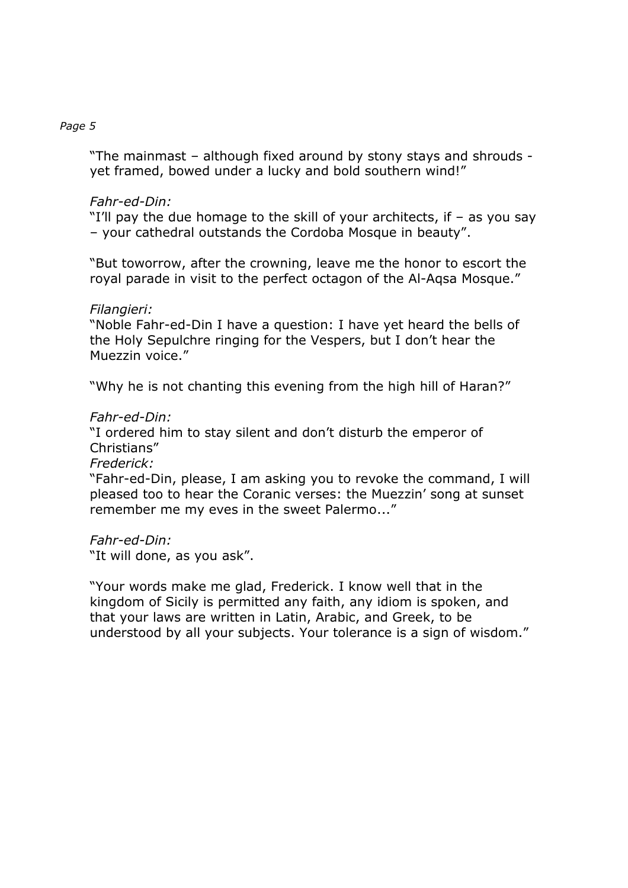"The mainmast – although fixed around by stony stays and shrouds - yet framed, bowed under a lucky and bold southern wind!"

*Fahr-ed-Din:*
"I'll pay the due homage to the skill of your architects, if – as you say – your cathedral outstands the Cordoba Mosque in beauty".

"But toworrow, after the crowning, leave me the honor to escort the royal parade in visit to the perfect octagon of the Al-Aqsa Mosque."

*Filangieri:*
"Noble Fahr-ed-Din I have a question: I have yet heard the bells of the Holy Sepulchre ringing for the Vespers, but I don't hear the Muezzin voice."

"Why he is not chanting this evening from the high hill of Haran?"

*Fahr-ed-Din:*
"I ordered him to stay silent and don't disturb the emperor of Christians"
*Frederick:*
"Fahr-ed-Din, please, I am asking you to revoke the command, I will pleased too to hear the Coranic verses: the Muezzin' song at sunset remember me my eves in the sweet Palermo..."

*Fahr-ed-Din:*
"It will done, as you ask".

"Your words make me glad, Frederick. I know well that in the kingdom of Sicily is permitted any faith, any idiom is spoken, and that your laws are written in Latin, Arabic, and Greek, to be understood by all your subjects. Your tolerance is a sign of wisdom."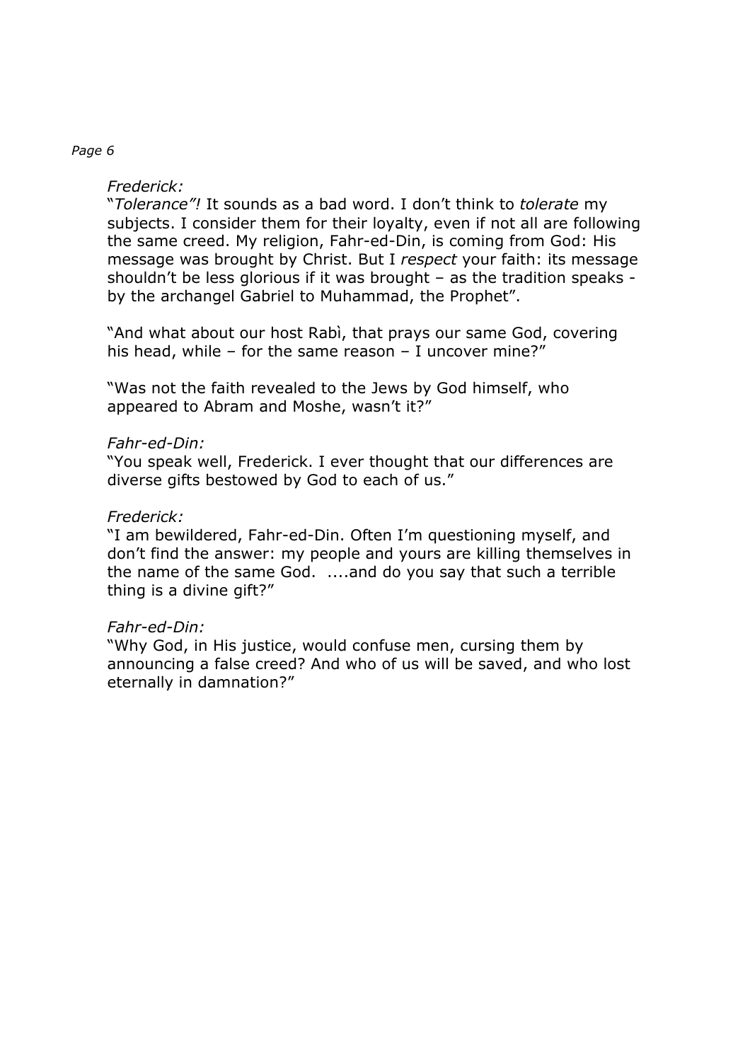*Frederick:*

"*Tolerance"!* It sounds as a bad word. I don't think to *tolerate* my subjects. I consider them for their loyalty, even if not all are following the same creed. My religion, Fahr-ed-Din, is coming from God: His message was brought by Christ. But I *respect* your faith: its message shouldn't be less glorious if it was brought – as the tradition speaks - by the archangel Gabriel to Muhammad, the Prophet".

"And what about our host Rabì, that prays our same God, covering his head, while – for the same reason – I uncover mine?"

"Was not the faith revealed to the Jews by God himself, who appeared to Abram and Moshe, wasn't it?"

*Fahr-ed-Din:*

"You speak well, Frederick. I ever thought that our differences are diverse gifts bestowed by God to each of us."

*Frederick:*

"I am bewildered, Fahr-ed-Din. Often I'm questioning myself, and don't find the answer: my people and yours are killing themselves in the name of the same God. ....and do you say that such a terrible thing is a divine gift?"

*Fahr-ed-Din:*

"Why God, in His justice, would confuse men, cursing them by announcing a false creed? And who of us will be saved, and who lost eternally in damnation?"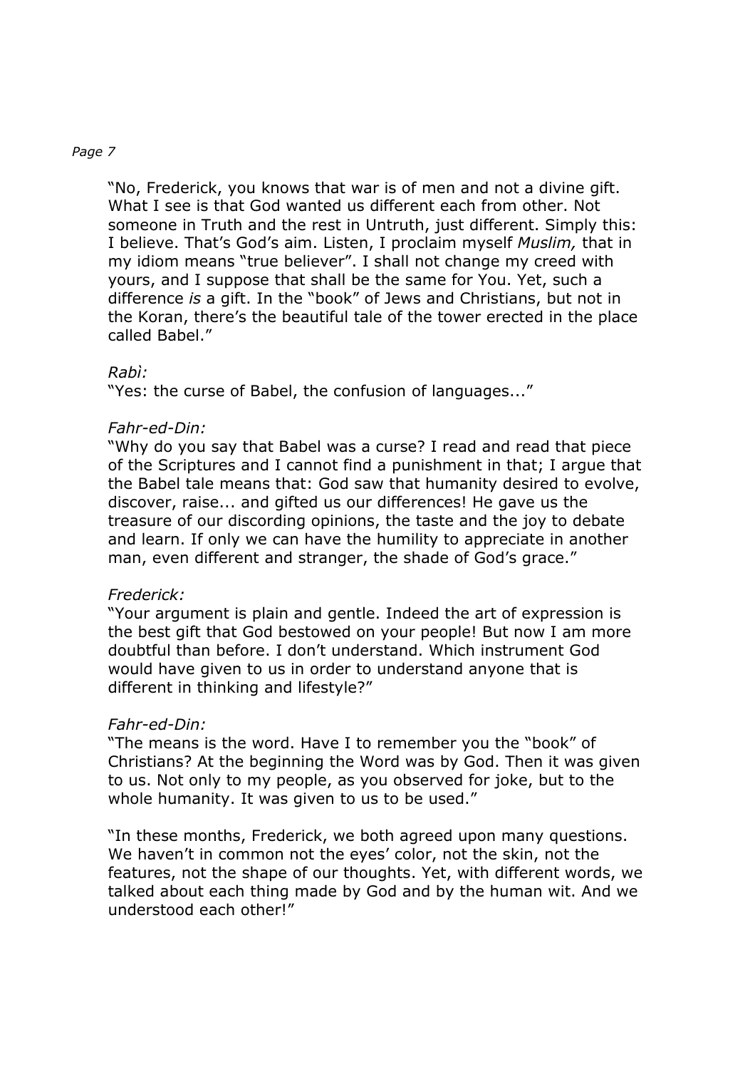"No, Frederick, you knows that war is of men and not a divine gift. What I see is that God wanted us different each from other. Not someone in Truth and the rest in Untruth, just different. Simply this: I believe. That's God's aim. Listen, I proclaim myself *Muslim,* that in my idiom means "true believer". I shall not change my creed with yours, and I suppose that shall be the same for You. Yet, such a difference *is* a gift. In the "book" of Jews and Christians, but not in the Koran, there's the beautiful tale of the tower erected in the place called Babel."

*Rabì:*
"Yes: the curse of Babel, the confusion of languages..."

*Fahr-ed-Din:*
"Why do you say that Babel was a curse? I read and read that piece of the Scriptures and I cannot find a punishment in that; I argue that the Babel tale means that: God saw that humanity desired to evolve, discover, raise... and gifted us our differences! He gave us the treasure of our discording opinions, the taste and the joy to debate and learn. If only we can have the humility to appreciate in another man, even different and stranger, the shade of God's grace."

*Frederick:*
"Your argument is plain and gentle. Indeed the art of expression is the best gift that God bestowed on your people! But now I am more doubtful than before. I don't understand. Which instrument God would have given to us in order to understand anyone that is different in thinking and lifestyle?"

*Fahr-ed-Din:*
"The means is the word. Have I to remember you the "book" of Christians? At the beginning the Word was by God. Then it was given to us. Not only to my people, as you observed for joke, but to the whole humanity. It was given to us to be used."

"In these months, Frederick, we both agreed upon many questions. We haven't in common not the eyes' color, not the skin, not the features, not the shape of our thoughts. Yet, with different words, we talked about each thing made by God and by the human wit. And we understood each other!"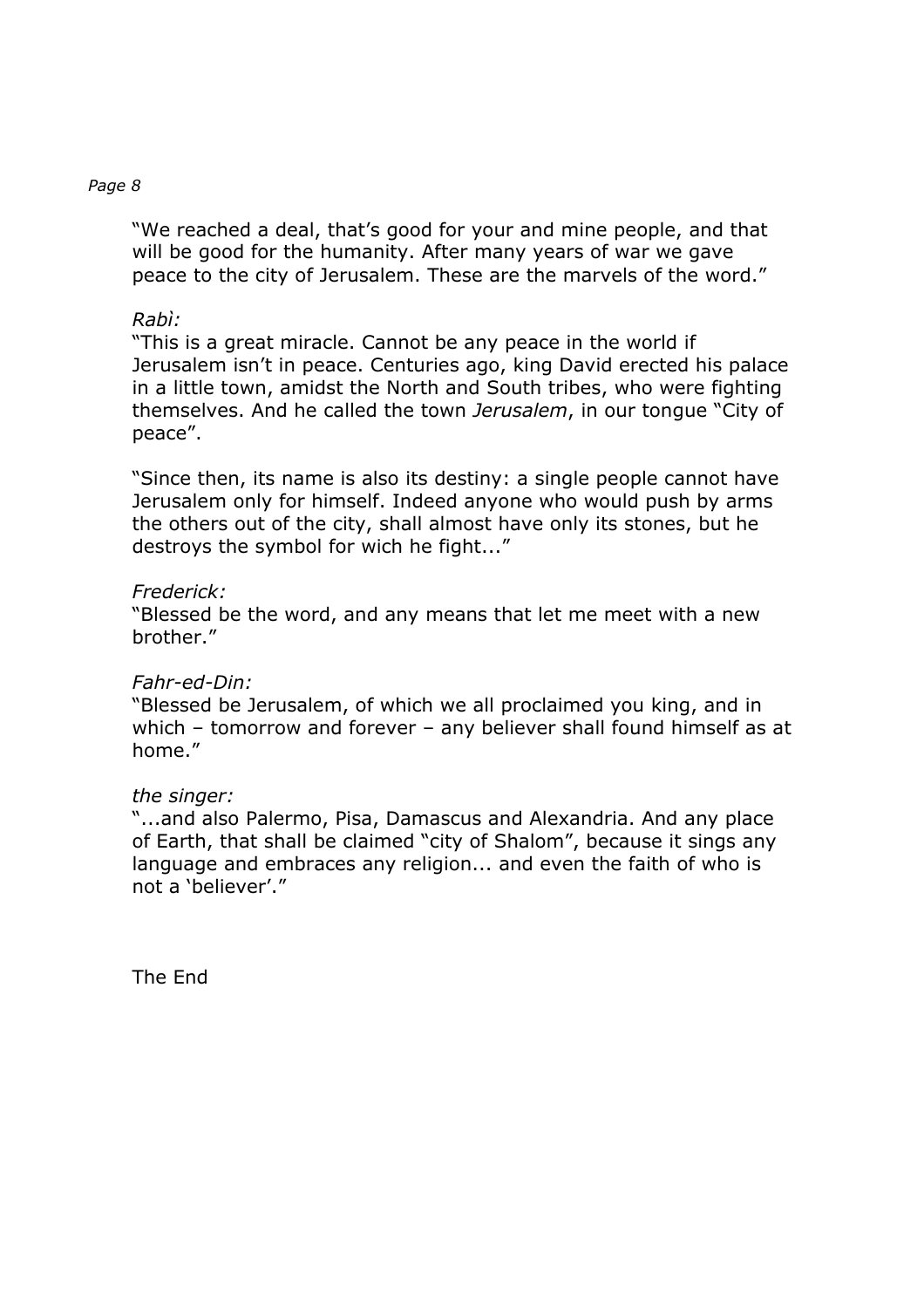"We reached a deal, that's good for your and mine people, and that will be good for the humanity. After many years of war we gave peace to the city of Jerusalem. These are the marvels of the word."

*Rabì:*
"This is a great miracle. Cannot be any peace in the world if Jerusalem isn't in peace. Centuries ago, king David erected his palace in a little town, amidst the North and South tribes, who were fighting themselves. And he called the town *Jerusalem*, in our tongue "City of peace".

"Since then, its name is also its destiny: a single people cannot have Jerusalem only for himself. Indeed anyone who would push by arms the others out of the city, shall almost have only its stones, but he destroys the symbol for wich he fight..."

*Frederick:*
"Blessed be the word, and any means that let me meet with a new brother."

*Fahr-ed-Din:*
"Blessed be Jerusalem, of which we all proclaimed you king, and in which – tomorrow and forever – any believer shall found himself as at home."

*the singer:*
"...and also Palermo, Pisa, Damascus and Alexandria. And any place of Earth, that shall be claimed "city of Shalom", because it sings any language and embraces any religion... and even the faith of who is not a 'believer'."

The End